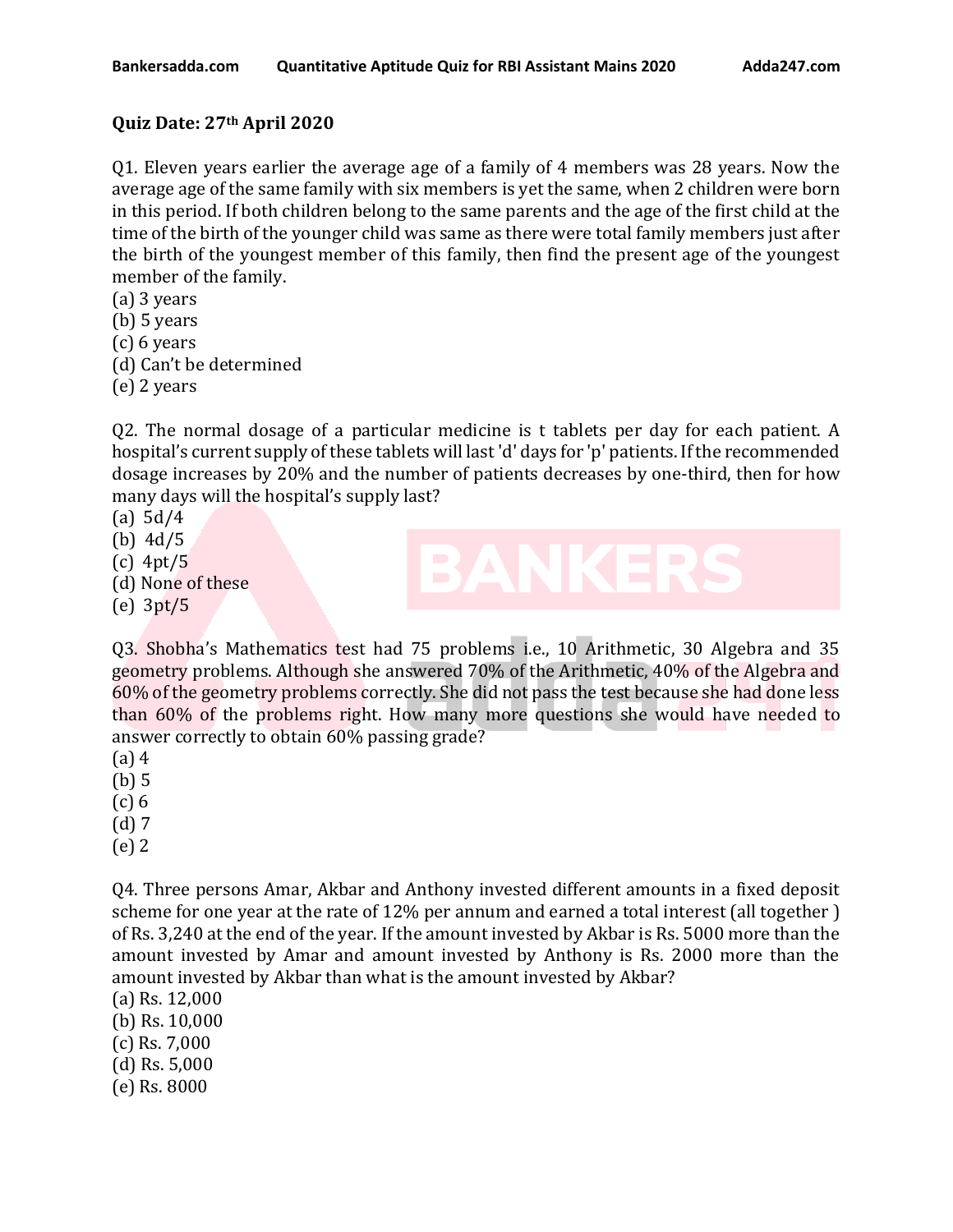**Quiz Date: 27th April 2020**

Q1. Eleven years earlier the average age of a family of 4 members was 28 years. Now the average age of the same family with six members is yet the same, when 2 children were born in this period. If both children belong to the same parents and the age of the first child at the time of the birth of the younger child was same as there were total family members just after the birth of the youngest member of this family, then find the present age of the youngest member of the family.

(a) 3 years
(b) 5 years
(c) 6 years
(d) Can't be determined
(e) 2 years

Q2. The normal dosage of a particular medicine is t tablets per day for each patient. A hospital's current supply of these tablets will last 'd' days for 'p' patients. If the recommended dosage increases by 20% and the number of patients decreases by one-third, then for how many days will the hospital's supply last?

(a) $5d/4$
(b) $4d/5$
(c) $4pt/5$
(d) None of these
(e) $3pt/5$

Q3. Shobha's Mathematics test had 75 problems i.e., 10 Arithmetic, 30 Algebra and 35 geometry problems. Although she answered 70% of the Arithmetic, 40% of the Algebra and 60% of the geometry problems correctly. She did not pass the test because she had done less than 60% of the problems right. How many more questions she would have needed to answer correctly to obtain 60% passing grade?

(a) 4
(b) 5
(c) 6
(d) 7
(e) 2

Q4. Three persons Amar, Akbar and Anthony invested different amounts in a fixed deposit scheme for one year at the rate of 12% per annum and earned a total interest (all together ) of Rs. 3,240 at the end of the year. If the amount invested by Akbar is Rs. 5000 more than the amount invested by Amar and amount invested by Anthony is Rs. 2000 more than the amount invested by Akbar than what is the amount invested by Akbar?

(a) Rs. 12,000
(b) Rs. 10,000
(c) Rs. 7,000
(d) Rs. 5,000
(e) Rs. 8000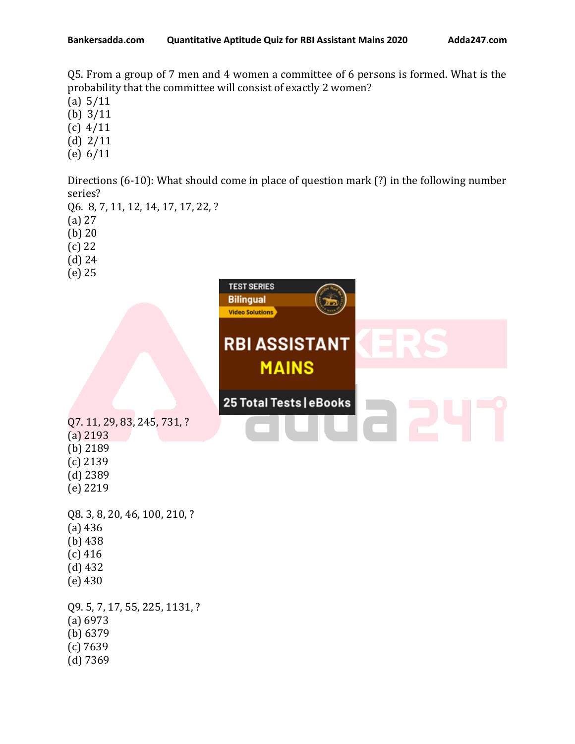Q5. From a group of 7 men and 4 women a committee of 6 persons is formed. What is the probability that the committee will consist of exactly 2 women?

(a) 5/11

(b) 3/11

(c) 4/11

(d) 2/11

(e) 6/11

Directions (6-10): What should come in place of question mark (?) in the following number series?

Q6. 8, 7, 11, 12, 14, 17, 17, 22, ?

(a) 27

(b) 20

(c) 22

(d) 24

(e) 25

Q7. 11, 29, 83, 245, 731, ?

(a) 2193

(b) 2189

(c) 2139

(d) 2389

(e) 2219

Q8. 3, 8, 20, 46, 100, 210, ?

(a) 436

(b) 438

(c) 416

(d) 432

(e) 430

Q9. 5, 7, 17, 55, 225, 1131, ?

(a) 6973

(b) 6379

(c) 7639

(d) 7369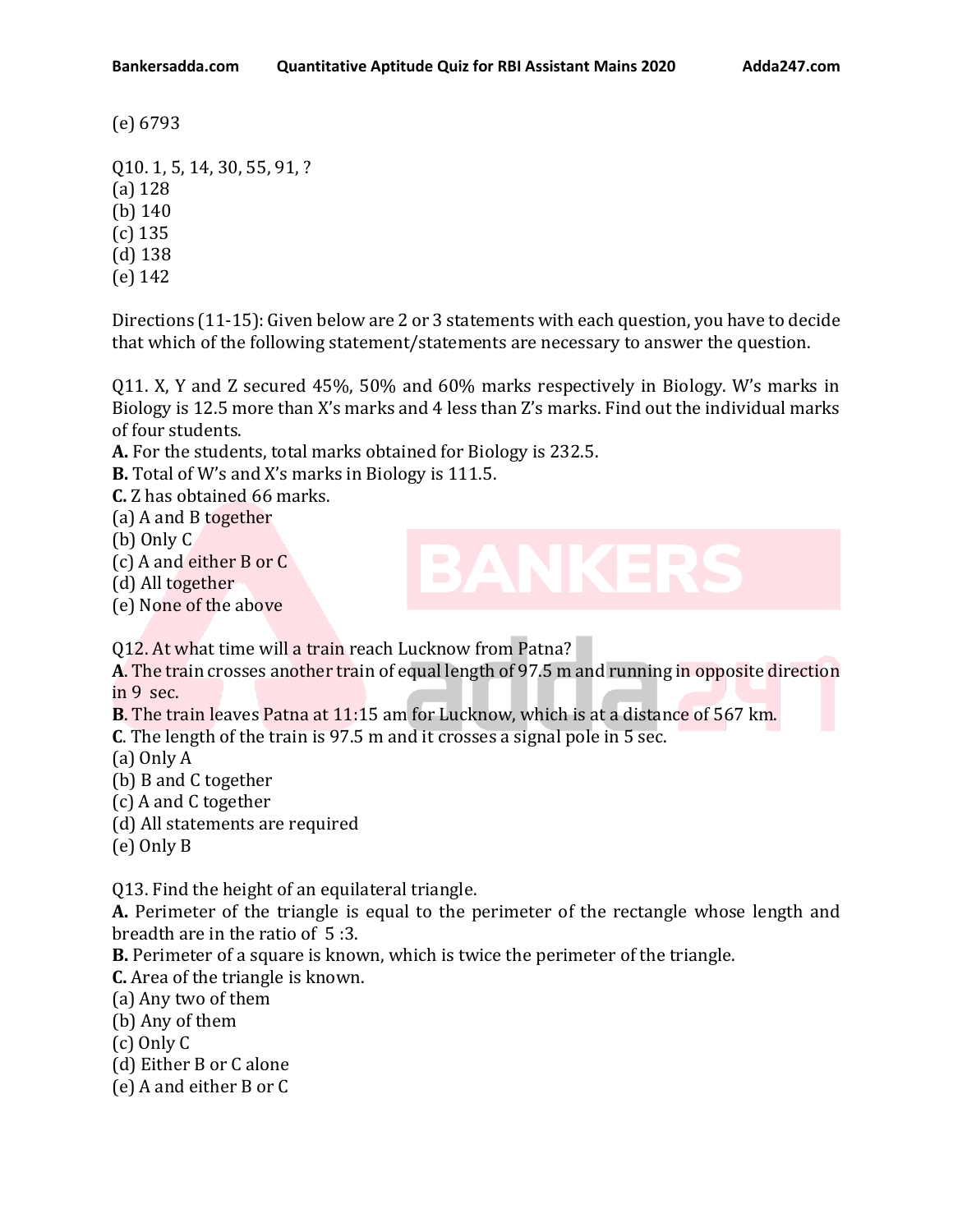(e) 6793

Q10. 1, 5, 14, 30, 55, 91, ?
(a) 128
(b) 140
(c) 135
(d) 138
(e) 142

Directions (11-15): Given below are 2 or 3 statements with each question, you have to decide that which of the following statement/statements are necessary to answer the question.

Q11. X, Y and Z secured 45%, 50% and 60% marks respectively in Biology. W's marks in Biology is 12.5 more than X's marks and 4 less than Z's marks. Find out the individual marks of four students.
**A.** For the students, total marks obtained for Biology is 232.5.
**B.** Total of W's and X's marks in Biology is 111.5.
**C.** Z has obtained 66 marks.
(a) A and B together
(b) Only C
(c) A and either B or C
(d) All together
(e) None of the above

Q12. At what time will a train reach Lucknow from Patna?
**A**. The train crosses another train of equal length of 97.5 m and running in opposite direction in 9 sec.
**B**. The train leaves Patna at 11:15 am for Lucknow, which is at a distance of 567 km.
**C**. The length of the train is 97.5 m and it crosses a signal pole in 5 sec.
(a) Only A
(b) B and C together
(c) A and C together
(d) All statements are required
(e) Only B

Q13. Find the height of an equilateral triangle.
**A.** Perimeter of the triangle is equal to the perimeter of the rectangle whose length and breadth are in the ratio of 5 :3.
**B.** Perimeter of a square is known, which is twice the perimeter of the triangle.
**C.** Area of the triangle is known.
(a) Any two of them
(b) Any of them
(c) Only C
(d) Either B or C alone
(e) A and either B or C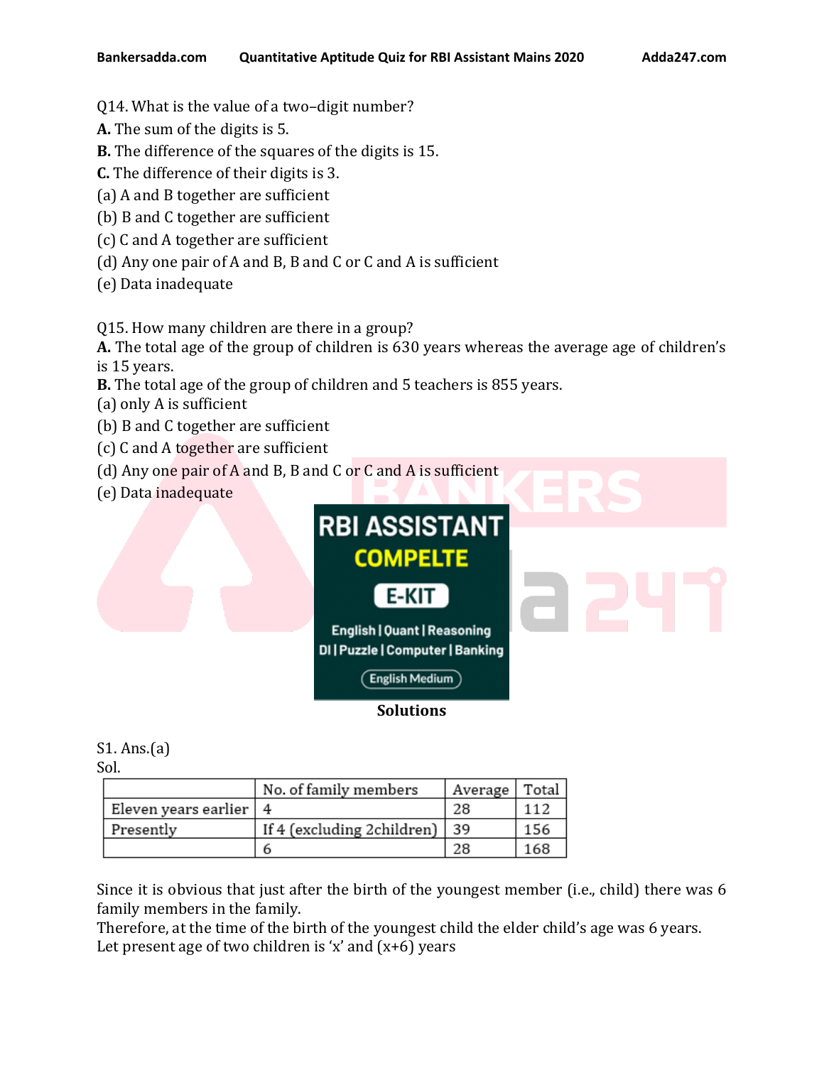Q14. What is the value of a two–digit number?

**A.** The sum of the digits is 5.

**B.** The difference of the squares of the digits is 15.

**C.** The difference of their digits is 3.

(a) A and B together are sufficient

(b) B and C together are sufficient

(c) C and A together are sufficient

(d) Any one pair of A and B, B and C or C and A is sufficient

(e) Data inadequate

Q15. How many children are there in a group?

**A.** The total age of the group of children is 630 years whereas the average age of children's is 15 years.

**B.** The total age of the group of children and 5 teachers is 855 years.

(a) only A is sufficient

(b) B and C together are sufficient

(c) C and A together are sufficient

(d) Any one pair of A and B, B and C or C and A is sufficient

(e) Data inadequate

**Solutions**

S1. Ans.(a)

Sol.

| | No. of family members | Average | Total |
|---|---|---|---|
| Eleven years earlier | 4 | 28 | 112 |
| Presently | If 4 (excluding 2children) | 39 | 156 |
| | 6 | 28 | 168 |

Since it is obvious that just after the birth of the youngest member (i.e., child) there was 6 family members in the family.

Therefore, at the time of the birth of the youngest child the elder child's age was 6 years.

Let present age of two children is 'x' and (x+6) years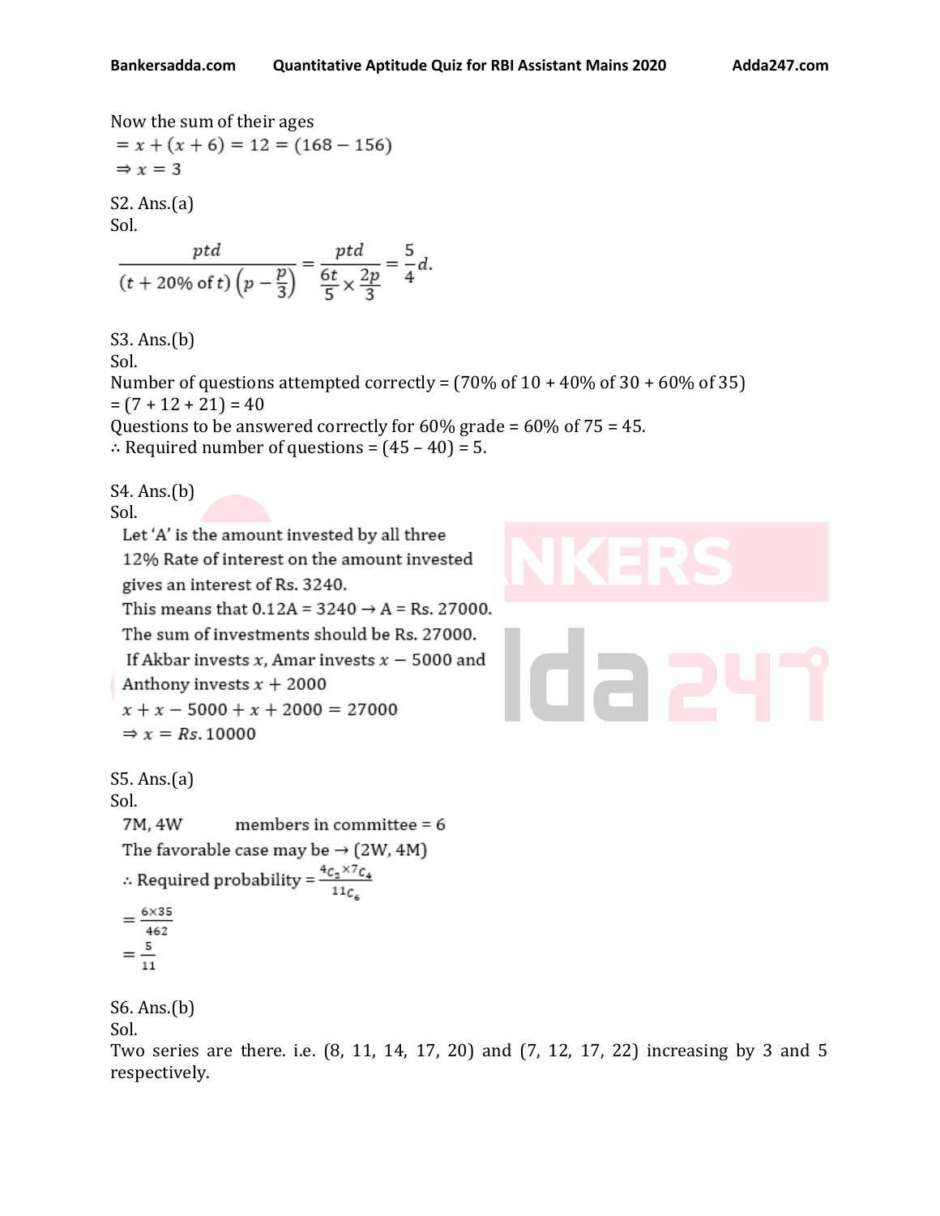Now the sum of their ages

$= x + (x + 6) = 12 = (168 - 156)$

$\Rightarrow x = 3$

S2. Ans.(a)

Sol.

$$\frac{ptd}{(t + 20\% \text{ of } t)\left(p - \frac{p}{3}\right)} = \frac{ptd}{\frac{6t}{5} \times \frac{2p}{3}} = \frac{5}{4}d.$$

S3. Ans.(b)

Sol.

Number of questions attempted correctly = (70% of 10 + 40% of 30 + 60% of 35)

= (7 + 12 + 21) = 40

Questions to be answered correctly for 60% grade = 60% of 75 = 45.

∴ Required number of questions = (45 – 40) = 5.

S4. Ans.(b)

Sol.

Let 'A' is the amount invested by all three

12% Rate of interest on the amount invested gives an interest of Rs. 3240.

This means that 0.12A = 3240 → A = Rs. 27000.

The sum of investments should be Rs. 27000.

If Akbar invests $x$, Amar invests $x - 5000$ and Anthony invests $x + 2000$

$x + x - 5000 + x + 2000 = 27000$

$\Rightarrow x = Rs. 10000$

S5. Ans.(a)

Sol.

7M, 4W members in committee = 6

The favorable case may be → (2W, 4M)

∴ Required probability $= \frac{{}^4C_2 \times {}^7C_4}{{}^{11}C_6}$

$= \frac{6 \times 35}{462}$

$= \frac{5}{11}$

S6. Ans.(b)

Sol.

Two series are there. i.e. (8, 11, 14, 17, 20) and (7, 12, 17, 22) increasing by 3 and 5 respectively.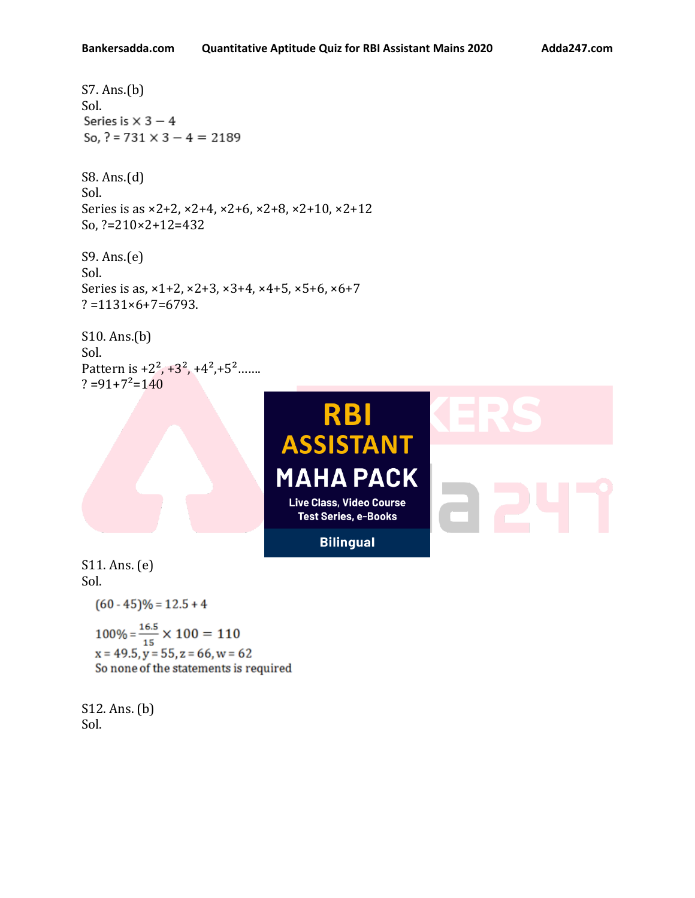S7. Ans.(b)
Sol.
Series is $\times 3 - 4$
So, ? = $731 \times 3 - 4 = 2189$

S8. Ans.(d)
Sol.
Series is as $\times 2+2$, $\times 2+4$, $\times 2+6$, $\times 2+8$, $\times 2+10$, $\times 2+12$
So, ?=$210 \times 2+12=432$

S9. Ans.(e)
Sol.
Series is as, $\times 1+2$, $\times 2+3$, $\times 3+4$, $\times 4+5$, $\times 5+6$, $\times 6+7$
? =$1131 \times 6+7=6793$.

S10. Ans.(b)
Sol.
Pattern is $+2^2$, $+3^2$, $+4^2$, $+5^2$.......
? =$91+7^2=140$

S11. Ans. (e)
Sol.

$(60 - 45)\% = 12.5 + 4$

$100\% = \frac{16.5}{15} \times 100 = 110$

$x = 49.5, y = 55, z = 66, w = 62$

So none of the statements is required

S12. Ans. (b)
Sol.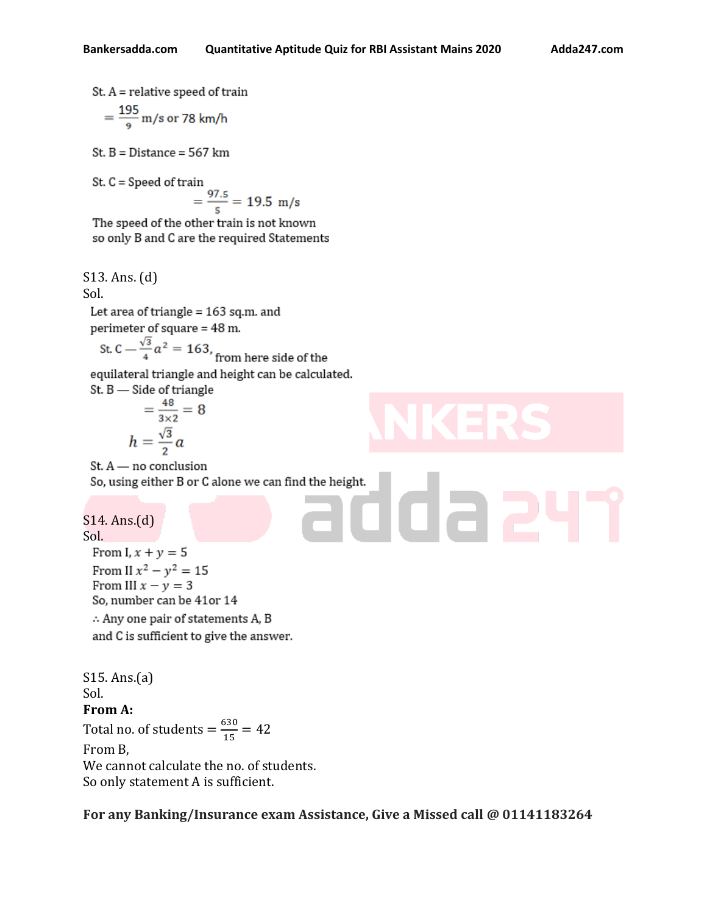St. A = relative speed of train

$= \frac{195}{9}$ m/s or 78 km/h

St. B = Distance = 567 km

St. C = Speed of train

$$= \frac{97.5}{5} = 19.5 \text{ m/s}$$

The speed of the other train is not known so only B and C are the required Statements

S13. Ans. (d)

Sol.

Let area of triangle = 163 sq.m. and perimeter of square = 48 m.

St. C — $\frac{\sqrt{3}}{4}a^2 = 163$, from here side of the equilateral triangle and height can be calculated.

St. B — Side of triangle

$$= \frac{48}{3\times2} = 8$$

$$h = \frac{\sqrt{3}}{2}a$$

St. A — no conclusion

So, using either B or C alone we can find the height.

S14. Ans.(d)

Sol.

From I, $x + y = 5$

From II $x^2 - y^2 = 15$

From III $x - y = 3$

So, number can be 41or 14

∴ Any one pair of statements A, B and C is sufficient to give the answer.

S15. Ans.(a)

Sol.

**From A:**

Total no. of students $= \frac{630}{15} = 42$

From B,

We cannot calculate the no. of students.

So only statement A is sufficient.

**For any Banking/Insurance exam Assistance, Give a Missed call @ 01141183264**